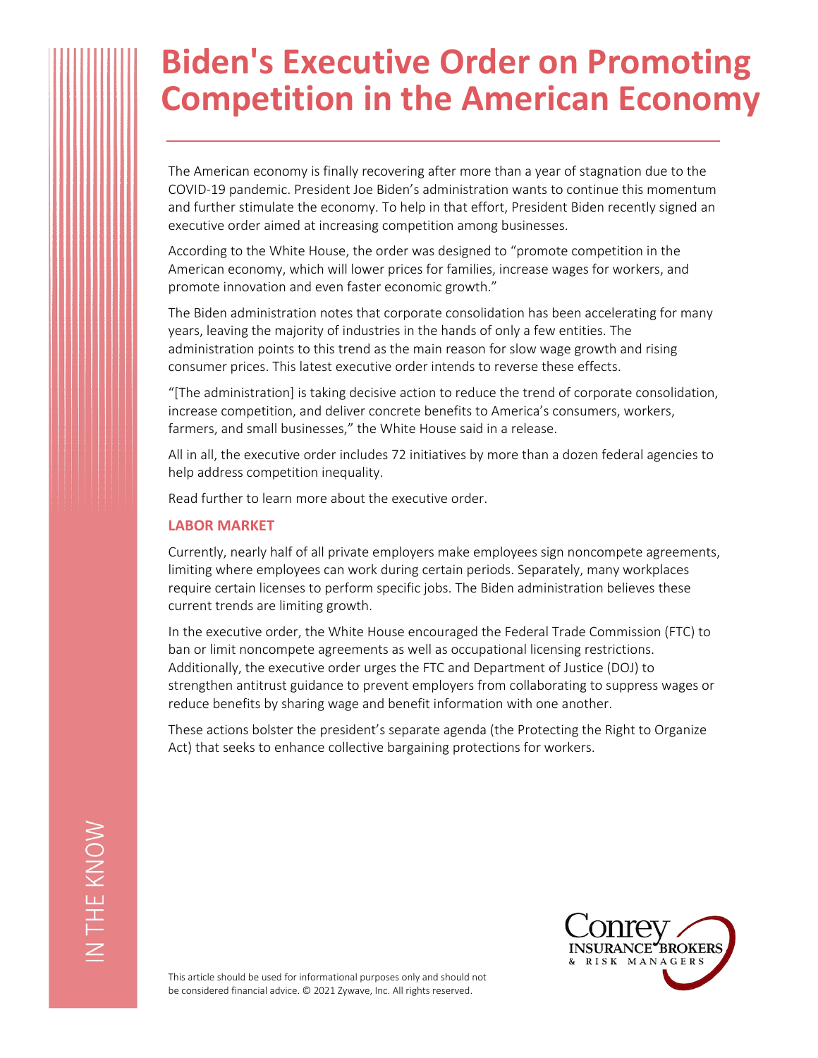# Biden's Executive Order on Promoting Competition in the American Economy

The American economy is finally recovering after more than a year of stagnation due to the COVID-19 pandemic. President Joe Biden's administration wants to continue this momentum and further stimulate the economy. To help in that effort, President Biden recently signed an executive order aimed at increasing competition among businesses.

According to the White House, the order was designed to "promote competition in the American economy, which will lower prices for families, increase wages for workers, and promote innovation and even faster economic growth."

The Biden administration notes that corporate consolidation has been accelerating for many years, leaving the majority of industries in the hands of only a few entities. The administration points to this trend as the main reason for slow wage growth and rising consumer prices. This latest executive order intends to reverse these effects.

"[The administration] is taking decisive action to reduce the trend of corporate consolidation, increase competition, and deliver concrete benefits to America's consumers, workers, farmers, and small businesses," the White House said in a release.

All in all, the executive order includes 72 initiatives by more than a dozen federal agencies to help address competition inequality.

Read further to learn more about the executive order.

## LABOR MARKET

Currently, nearly half of all private employers make employees sign noncompete agreements, limiting where employees can work during certain periods. Separately, many workplaces require certain licenses to perform specific jobs. The Biden administration believes these current trends are limiting growth.

In the executive order, the White House encouraged the Federal Trade Commission (FTC) to ban or limit noncompete agreements as well as occupational licensing restrictions. Additionally, the executive order urges the FTC and Department of Justice (DOJ) to strengthen antitrust guidance to prevent employers from collaborating to suppress wages or reduce benefits by sharing wage and benefit information with one another.

These actions bolster the president's separate agenda (the Protecting the Right to Organize Act) that seeks to enhance collective bargaining protections for workers.

IN THE KNOW

This article should be used for informational purposes only and should not be considered financial advice. © 2021 Zywave, Inc. All rights reserved.

Conrey Insurance Brokers & Risk Managers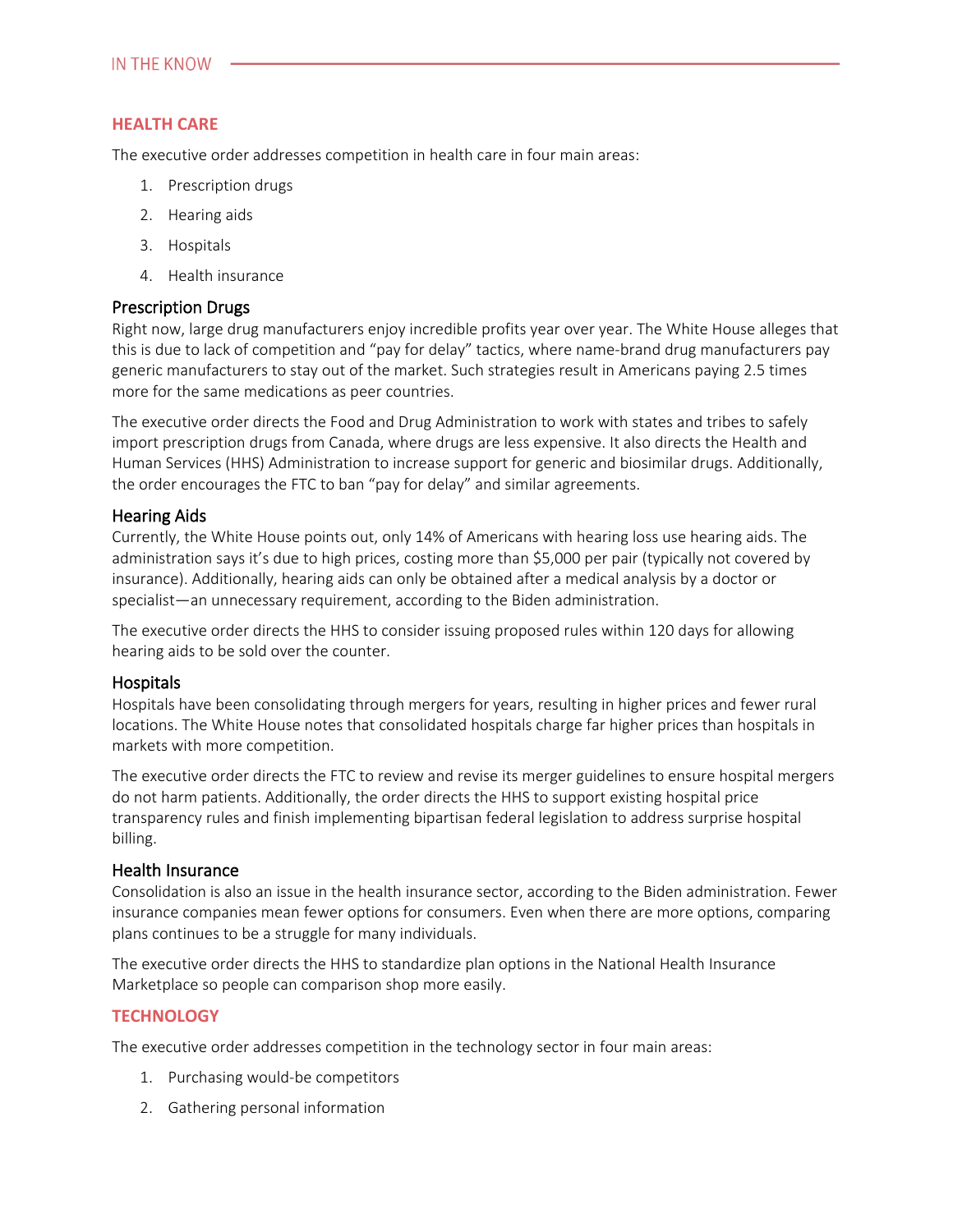## HEALTH CARE

The executive order addresses competition in health care in four main areas:

1. Prescription drugs
2. Hearing aids
3. Hospitals
4. Health insurance

### Prescription Drugs

Right now, large drug manufacturers enjoy incredible profits year over year. The White House alleges that this is due to lack of competition and "pay for delay" tactics, where name-brand drug manufacturers pay generic manufacturers to stay out of the market. Such strategies result in Americans paying 2.5 times more for the same medications as peer countries.

The executive order directs the Food and Drug Administration to work with states and tribes to safely import prescription drugs from Canada, where drugs are less expensive. It also directs the Health and Human Services (HHS) Administration to increase support for generic and biosimilar drugs. Additionally, the order encourages the FTC to ban "pay for delay" and similar agreements.

### Hearing Aids

Currently, the White House points out, only 14% of Americans with hearing loss use hearing aids. The administration says it's due to high prices, costing more than $5,000 per pair (typically not covered by insurance). Additionally, hearing aids can only be obtained after a medical analysis by a doctor or specialist—an unnecessary requirement, according to the Biden administration.

The executive order directs the HHS to consider issuing proposed rules within 120 days for allowing hearing aids to be sold over the counter.

### Hospitals

Hospitals have been consolidating through mergers for years, resulting in higher prices and fewer rural locations. The White House notes that consolidated hospitals charge far higher prices than hospitals in markets with more competition.

The executive order directs the FTC to review and revise its merger guidelines to ensure hospital mergers do not harm patients. Additionally, the order directs the HHS to support existing hospital price transparency rules and finish implementing bipartisan federal legislation to address surprise hospital billing.

### Health Insurance

Consolidation is also an issue in the health insurance sector, according to the Biden administration. Fewer insurance companies mean fewer options for consumers. Even when there are more options, comparing plans continues to be a struggle for many individuals.

The executive order directs the HHS to standardize plan options in the National Health Insurance Marketplace so people can comparison shop more easily.

## TECHNOLOGY

The executive order addresses competition in the technology sector in four main areas:

1. Purchasing would-be competitors
2. Gathering personal information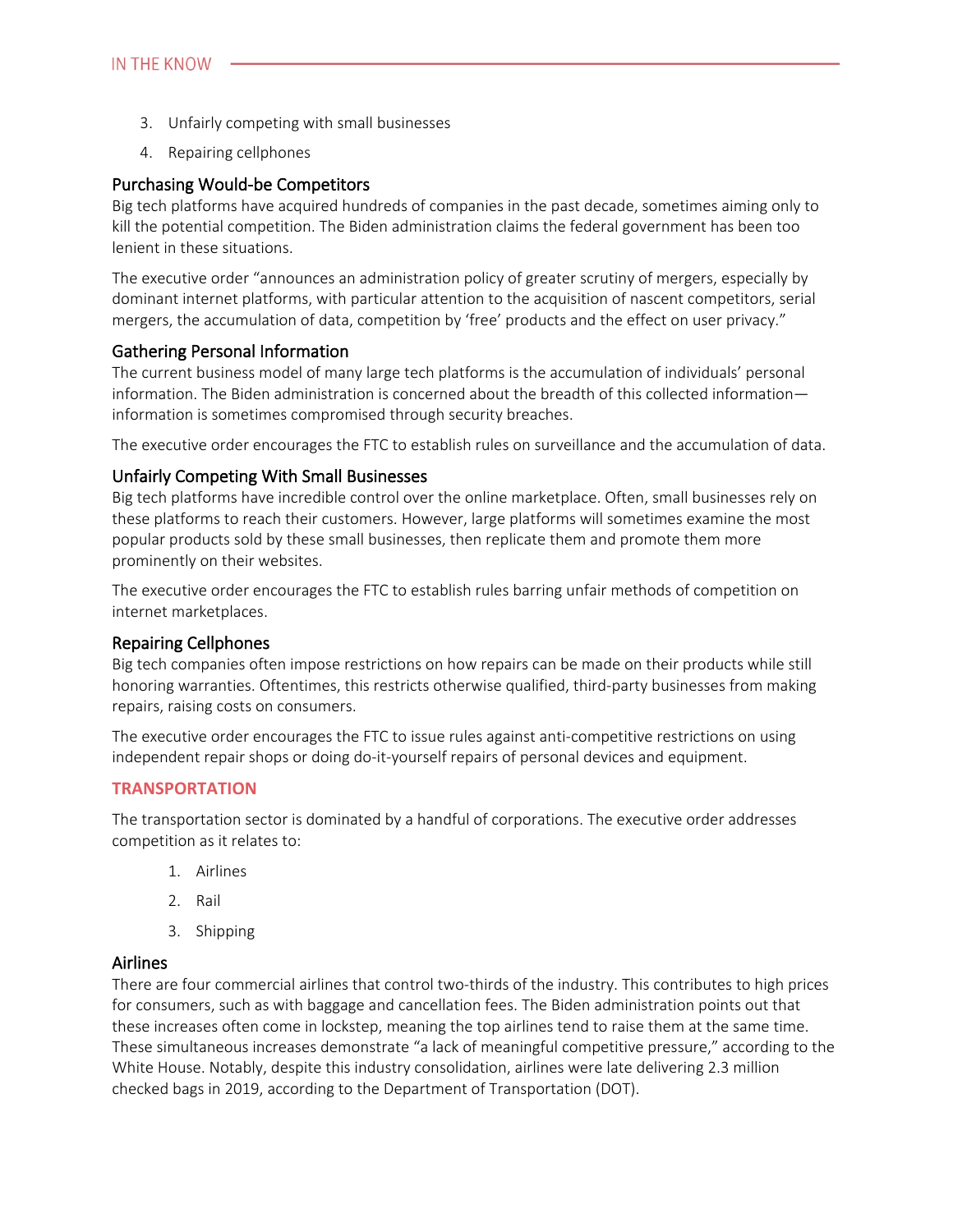3. Unfairly competing with small businesses
4. Repairing cellphones

### Purchasing Would-be Competitors

Big tech platforms have acquired hundreds of companies in the past decade, sometimes aiming only to kill the potential competition. The Biden administration claims the federal government has been too lenient in these situations.

The executive order "announces an administration policy of greater scrutiny of mergers, especially by dominant internet platforms, with particular attention to the acquisition of nascent competitors, serial mergers, the accumulation of data, competition by 'free' products and the effect on user privacy."

### Gathering Personal Information

The current business model of many large tech platforms is the accumulation of individuals' personal information. The Biden administration is concerned about the breadth of this collected information—information is sometimes compromised through security breaches.

The executive order encourages the FTC to establish rules on surveillance and the accumulation of data.

### Unfairly Competing With Small Businesses

Big tech platforms have incredible control over the online marketplace. Often, small businesses rely on these platforms to reach their customers. However, large platforms will sometimes examine the most popular products sold by these small businesses, then replicate them and promote them more prominently on their websites.

The executive order encourages the FTC to establish rules barring unfair methods of competition on internet marketplaces.

### Repairing Cellphones

Big tech companies often impose restrictions on how repairs can be made on their products while still honoring warranties. Oftentimes, this restricts otherwise qualified, third-party businesses from making repairs, raising costs on consumers.

The executive order encourages the FTC to issue rules against anti-competitive restrictions on using independent repair shops or doing do-it-yourself repairs of personal devices and equipment.

## TRANSPORTATION

The transportation sector is dominated by a handful of corporations. The executive order addresses competition as it relates to:

1. Airlines
2. Rail
3. Shipping

### Airlines

There are four commercial airlines that control two-thirds of the industry. This contributes to high prices for consumers, such as with baggage and cancellation fees. The Biden administration points out that these increases often come in lockstep, meaning the top airlines tend to raise them at the same time. These simultaneous increases demonstrate "a lack of meaningful competitive pressure," according to the White House. Notably, despite this industry consolidation, airlines were late delivering 2.3 million checked bags in 2019, according to the Department of Transportation (DOT).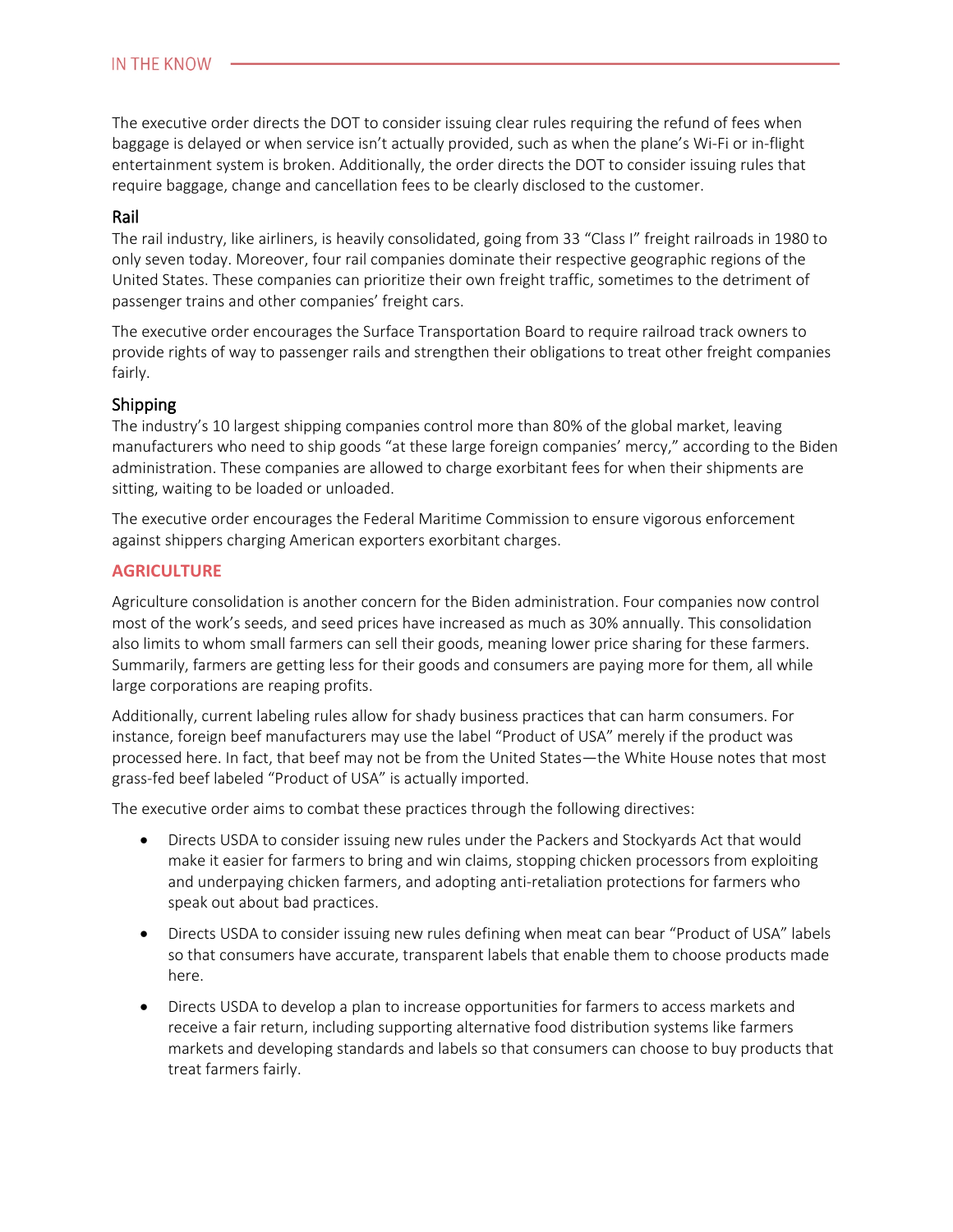The executive order directs the DOT to consider issuing clear rules requiring the refund of fees when baggage is delayed or when service isn't actually provided, such as when the plane's Wi-Fi or in-flight entertainment system is broken. Additionally, the order directs the DOT to consider issuing rules that require baggage, change and cancellation fees to be clearly disclosed to the customer.

### Rail

The rail industry, like airliners, is heavily consolidated, going from 33 "Class I" freight railroads in 1980 to only seven today. Moreover, four rail companies dominate their respective geographic regions of the United States. These companies can prioritize their own freight traffic, sometimes to the detriment of passenger trains and other companies' freight cars.

The executive order encourages the Surface Transportation Board to require railroad track owners to provide rights of way to passenger rails and strengthen their obligations to treat other freight companies fairly.

### Shipping

The industry's 10 largest shipping companies control more than 80% of the global market, leaving manufacturers who need to ship goods "at these large foreign companies' mercy," according to the Biden administration. These companies are allowed to charge exorbitant fees for when their shipments are sitting, waiting to be loaded or unloaded.

The executive order encourages the Federal Maritime Commission to ensure vigorous enforcement against shippers charging American exporters exorbitant charges.

## AGRICULTURE

Agriculture consolidation is another concern for the Biden administration. Four companies now control most of the work's seeds, and seed prices have increased as much as 30% annually. This consolidation also limits to whom small farmers can sell their goods, meaning lower price sharing for these farmers. Summarily, farmers are getting less for their goods and consumers are paying more for them, all while large corporations are reaping profits.

Additionally, current labeling rules allow for shady business practices that can harm consumers. For instance, foreign beef manufacturers may use the label "Product of USA" merely if the product was processed here. In fact, that beef may not be from the United States—the White House notes that most grass-fed beef labeled "Product of USA" is actually imported.

The executive order aims to combat these practices through the following directives:

- Directs USDA to consider issuing new rules under the Packers and Stockyards Act that would make it easier for farmers to bring and win claims, stopping chicken processors from exploiting and underpaying chicken farmers, and adopting anti-retaliation protections for farmers who speak out about bad practices.
- Directs USDA to consider issuing new rules defining when meat can bear "Product of USA" labels so that consumers have accurate, transparent labels that enable them to choose products made here.
- Directs USDA to develop a plan to increase opportunities for farmers to access markets and receive a fair return, including supporting alternative food distribution systems like farmers markets and developing standards and labels so that consumers can choose to buy products that treat farmers fairly.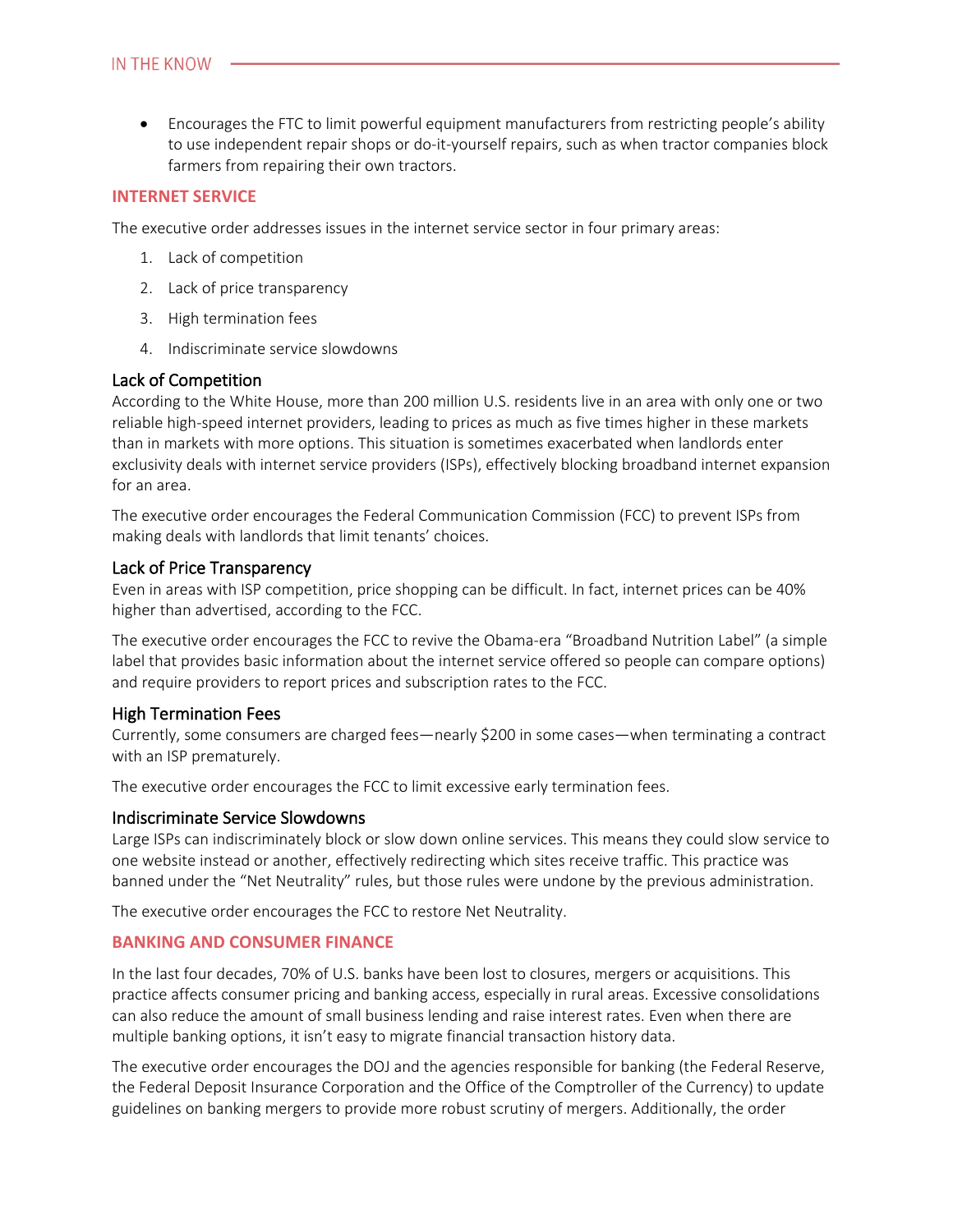- Encourages the FTC to limit powerful equipment manufacturers from restricting people's ability to use independent repair shops or do-it-yourself repairs, such as when tractor companies block farmers from repairing their own tractors.

## INTERNET SERVICE

The executive order addresses issues in the internet service sector in four primary areas:

1. Lack of competition
2. Lack of price transparency
3. High termination fees
4. Indiscriminate service slowdowns

### Lack of Competition

According to the White House, more than 200 million U.S. residents live in an area with only one or two reliable high-speed internet providers, leading to prices as much as five times higher in these markets than in markets with more options. This situation is sometimes exacerbated when landlords enter exclusivity deals with internet service providers (ISPs), effectively blocking broadband internet expansion for an area.

The executive order encourages the Federal Communication Commission (FCC) to prevent ISPs from making deals with landlords that limit tenants' choices.

### Lack of Price Transparency

Even in areas with ISP competition, price shopping can be difficult. In fact, internet prices can be 40% higher than advertised, according to the FCC.

The executive order encourages the FCC to revive the Obama-era "Broadband Nutrition Label" (a simple label that provides basic information about the internet service offered so people can compare options) and require providers to report prices and subscription rates to the FCC.

### High Termination Fees

Currently, some consumers are charged fees—nearly $200 in some cases—when terminating a contract with an ISP prematurely.

The executive order encourages the FCC to limit excessive early termination fees.

### Indiscriminate Service Slowdowns

Large ISPs can indiscriminately block or slow down online services. This means they could slow service to one website instead or another, effectively redirecting which sites receive traffic. This practice was banned under the "Net Neutrality" rules, but those rules were undone by the previous administration.

The executive order encourages the FCC to restore Net Neutrality.

## BANKING AND CONSUMER FINANCE

In the last four decades, 70% of U.S. banks have been lost to closures, mergers or acquisitions. This practice affects consumer pricing and banking access, especially in rural areas. Excessive consolidations can also reduce the amount of small business lending and raise interest rates. Even when there are multiple banking options, it isn't easy to migrate financial transaction history data.

The executive order encourages the DOJ and the agencies responsible for banking (the Federal Reserve, the Federal Deposit Insurance Corporation and the Office of the Comptroller of the Currency) to update guidelines on banking mergers to provide more robust scrutiny of mergers. Additionally, the order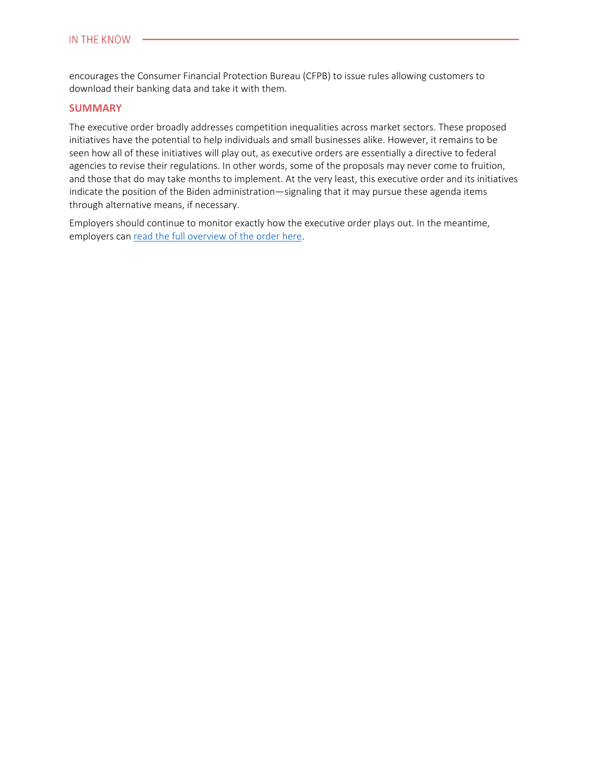encourages the Consumer Financial Protection Bureau (CFPB) to issue rules allowing customers to download their banking data and take it with them.

## SUMMARY

The executive order broadly addresses competition inequalities across market sectors. These proposed initiatives have the potential to help individuals and small businesses alike. However, it remains to be seen how all of these initiatives will play out, as executive orders are essentially a directive to federal agencies to revise their regulations. In other words, some of the proposals may never come to fruition, and those that do may take months to implement. At the very least, this executive order and its initiatives indicate the position of the Biden administration—signaling that it may pursue these agenda items through alternative means, if necessary.

Employers should continue to monitor exactly how the executive order plays out. In the meantime, employers can read the full overview of the order here.